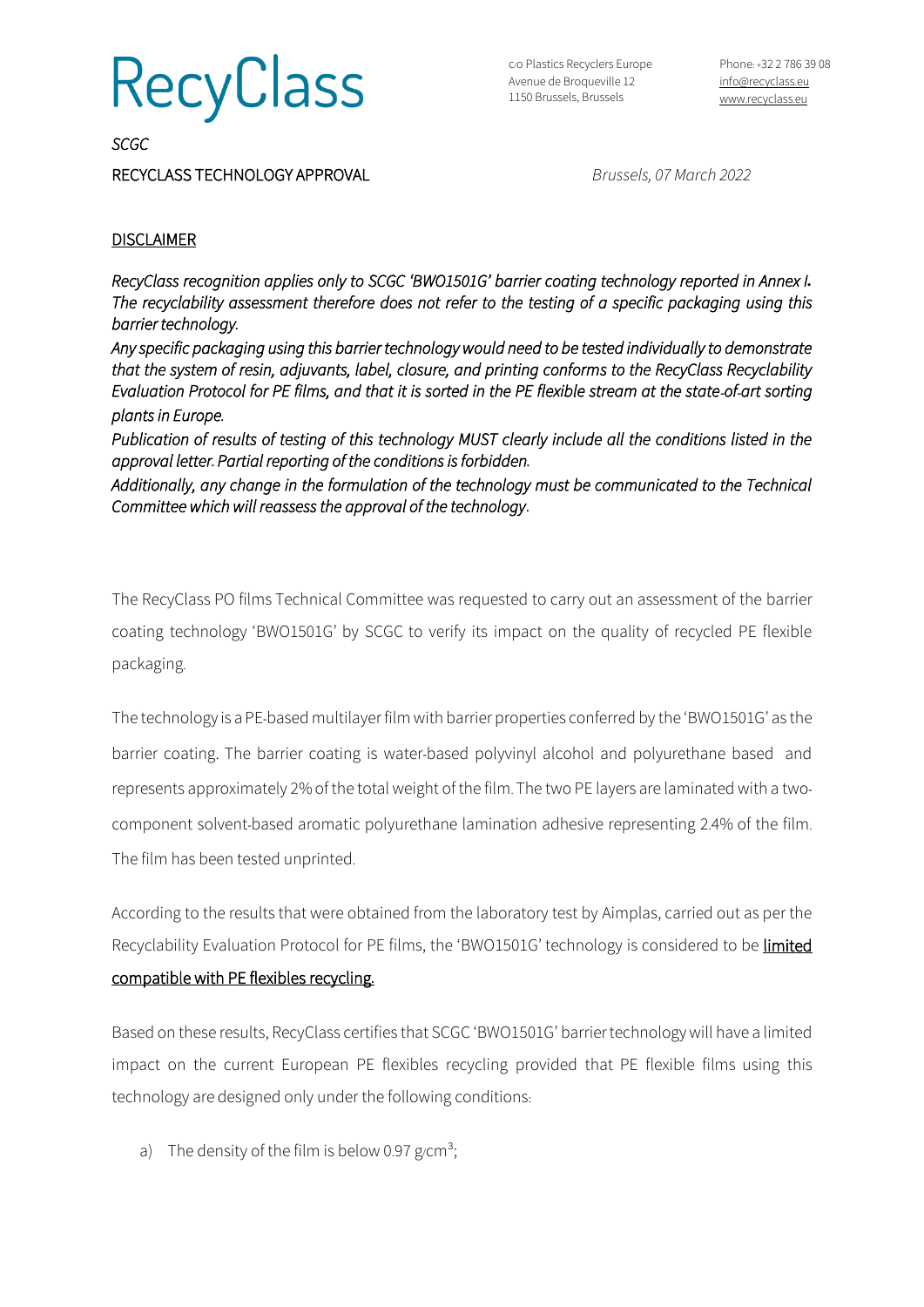# RecyClass

c/o Plastics Recyclers Europe
Avenue de Broqueville 12
1150 Brussels, Brussels

Phone: +32 2 786 39 08
info@recyclass.eu
www.recyclass.eu

*SCGC*

RECYCLASS TECHNOLOGY APPROVAL

*Brussels, 07 March 2022*

## DISCLAIMER

*RecyClass recognition applies only to SCGC 'BWO1501G' barrier coating technology reported in Annex I. The recyclability assessment therefore does not refer to the testing of a specific packaging using this barrier technology.*

*Any specific packaging using this barrier technology would need to be tested individually to demonstrate that the system of resin, adjuvants, label, closure, and printing conforms to the RecyClass Recyclability Evaluation Protocol for PE films, and that it is sorted in the PE flexible stream at the state-of-art sorting plants in Europe.*

*Publication of results of testing of this technology MUST clearly include all the conditions listed in the approval letter. Partial reporting of the conditions is forbidden.*

*Additionally, any change in the formulation of the technology must be communicated to the Technical Committee which will reassess the approval of the technology.*

The RecyClass PO films Technical Committee was requested to carry out an assessment of the barrier coating technology 'BWO1501G' by SCGC to verify its impact on the quality of recycled PE flexible packaging.

The technology is a PE-based multilayer film with barrier properties conferred by the 'BWO1501G' as the barrier coating. The barrier coating is water-based polyvinyl alcohol and polyurethane based and represents approximately 2% of the total weight of the film. The two PE layers are laminated with a two-component solvent-based aromatic polyurethane lamination adhesive representing 2.4% of the film. The film has been tested unprinted.

According to the results that were obtained from the laboratory test by Aimplas, carried out as per the Recyclability Evaluation Protocol for PE films, the 'BWO1501G' technology is considered to be limited compatible with PE flexibles recycling.

Based on these results, RecyClass certifies that SCGC 'BWO1501G' barrier technology will have a limited impact on the current European PE flexibles recycling provided that PE flexible films using this technology are designed only under the following conditions:

a) The density of the film is below 0.97 g/cm$^3$;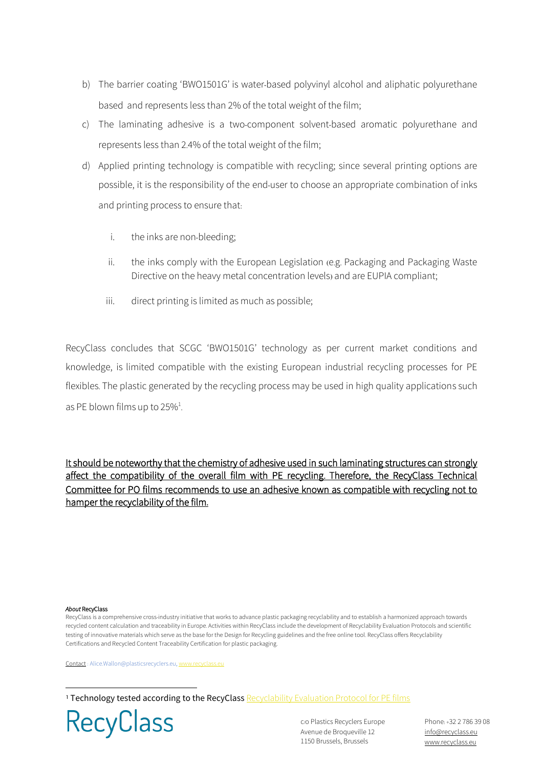b) The barrier coating 'BWO1501G' is water-based polyvinyl alcohol and aliphatic polyurethane based and represents less than 2% of the total weight of the film;

c) The laminating adhesive is a two-component solvent-based aromatic polyurethane and represents less than 2.4% of the total weight of the film;

d) Applied printing technology is compatible with recycling; since several printing options are possible, it is the responsibility of the end-user to choose an appropriate combination of inks and printing process to ensure that:

   i. the inks are non-bleeding;

   ii. the inks comply with the European Legislation (e.g. Packaging and Packaging Waste Directive on the heavy metal concentration levels) and are EUPIA compliant;

   iii. direct printing is limited as much as possible;

RecyClass concludes that SCGC 'BWO1501G' technology as per current market conditions and knowledge, is limited compatible with the existing European industrial recycling processes for PE flexibles. The plastic generated by the recycling process may be used in high quality applications such as PE blown films up to 25%[1].

<u>It should be noteworthy that the chemistry of adhesive used in such laminating structures can strongly affect the compatibility of the overall film with PE recycling. Therefore, the RecyClass Technical Committee for PO films recommends to use an adhesive known as compatible with recycling not to hamper the recyclability of the film.</u>

*About* RecyClass

RecyClass is a comprehensive cross-industry initiative that works to advance plastic packaging recyclability and to establish a harmonized approach towards recycled content calculation and traceability in Europe. Activities within RecyClass include the development of Recyclability Evaluation Protocols and scientific testing of innovative materials which serve as the base for the Design for Recycling guidelines and the free online tool. RecyClass offers Recyclability Certifications and Recycled Content Traceability Certification for plastic packaging.

Contact : Alice.Wallon@plasticsrecyclers.eu, www.recyclass.eu

[1] Technology tested according to the RecyClass Recyclability Evaluation Protocol for PE films

RecyClass

c/o Plastics Recyclers Europe
Avenue de Broqueville 12
1150 Brussels, Brussels

Phone: +32 2 786 39 08
info@recyclass.eu
www.recyclass.eu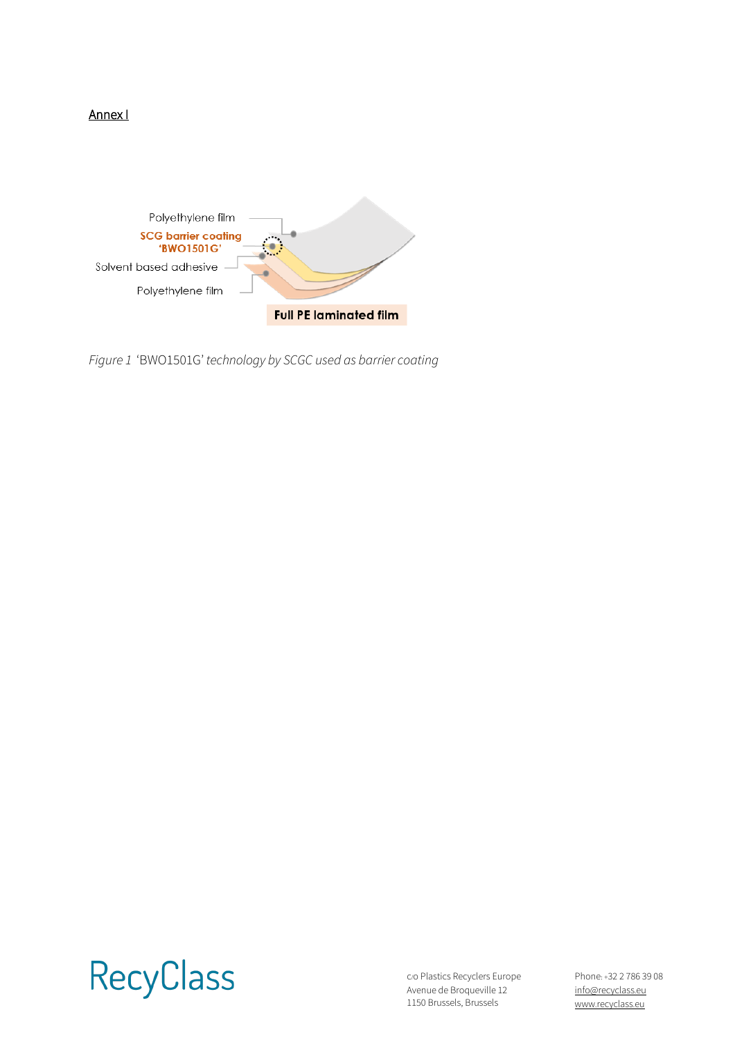Annex I

Polyethylene film

SCG barrier coating
'BWO1501G'

Solvent based adhesive

Polyethylene film

Full PE laminated film

*Figure 1* 'BWO1501G' *technology by SCGC used as barrier coating*